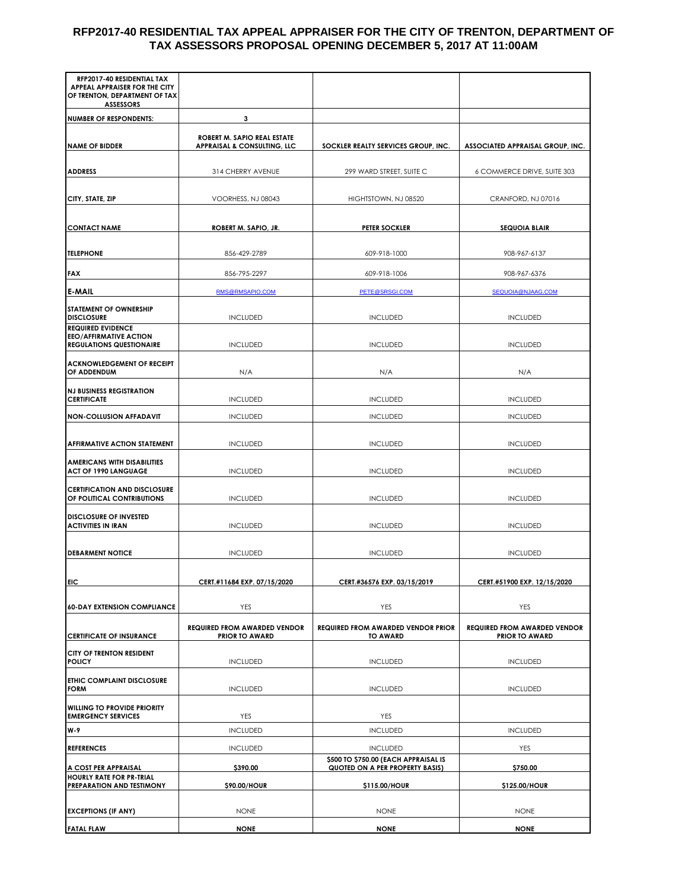# RFP2017-40 RESIDENTIAL TAX APPEAL APPRAISER FOR THE CITY OF TRENTON, DEPARTMENT OF TAX ASSESSORS PROPOSAL OPENING DECEMBER 5, 2017 AT 11:00AM

| RFP2017-40 RESIDENTIAL TAX APPEAL APPRAISER FOR THE CITY OF TRENTON, DEPARTMENT OF TAX ASSESSORS | | | |
|---|---|---|---|
| NUMBER OF RESPONDENTS: | 3 | | |
| NAME OF BIDDER | ROBERT M. SAPIO REAL ESTATE APPRAISAL & CONSULTING, LLC | SOCKLER REALTY SERVICES GROUP, INC. | ASSOCIATED APPRAISAL GROUP, INC. |
| ADDRESS | 314 CHERRY AVENUE | 299 WARD STREET, SUITE C | 6 COMMERCE DRIVE, SUITE 303 |
| CITY, STATE, ZIP | VOORHESS, NJ 08043 | HIGHTSTOWN, NJ 08520 | CRANFORD, NJ 07016 |
| CONTACT NAME | ROBERT M. SAPIO, JR. | PETER SOCKLER | SEQUOIA BLAIR |
| TELEPHONE | 856-429-2789 | 609-918-1000 | 908-967-6137 |
| FAX | 856-795-2297 | 609-918-1006 | 908-967-6376 |
| E-MAIL | RMS@RMSAPIO.COM | PETE@SRSGI.COM | SEQUOIA@NJAAG.COM |
| STATEMENT OF OWNERSHIP DISCLOSURE | INCLUDED | INCLUDED | INCLUDED |
| REQUIRED EVIDENCE EEO/AFFIRMATIVE ACTION REGULATIONS QUESTIONAIRE | INCLUDED | INCLUDED | INCLUDED |
| ACKNOWLEDGEMENT OF RECEIPT OF ADDENDUM | N/A | N/A | N/A |
| NJ BUSINESS REGISTRATION CERTIFICATE | INCLUDED | INCLUDED | INCLUDED |
| NON-COLLUSION AFFADAVIT | INCLUDED | INCLUDED | INCLUDED |
| AFFIRMATIVE ACTION STATEMENT | INCLUDED | INCLUDED | INCLUDED |
| AMERICANS WITH DISABILITIES ACT OF 1990 LANGUAGE | INCLUDED | INCLUDED | INCLUDED |
| CERTIFICATION AND DISCLOSURE OF POLITICAL CONTRIBUTIONS | INCLUDED | INCLUDED | INCLUDED |
| DISCLOSURE OF INVESTED ACTIVITIES IN IRAN | INCLUDED | INCLUDED | INCLUDED |
| DEBARMENT NOTICE | INCLUDED | INCLUDED | INCLUDED |
| EIC | CERT.#11684 EXP. 07/15/2020 | CERT.#36576 EXP. 03/15/2019 | CERT.#51900 EXP. 12/15/2020 |
| 60-DAY EXTENSION COMPLIANCE | YES | YES | YES |
| CERTIFICATE OF INSURANCE | REQUIRED FROM AWARDED VENDOR PRIOR TO AWARD | REQUIRED FROM AWARDED VENDOR PRIOR TO AWARD | REQUIRED FROM AWARDED VENDOR PRIOR TO AWARD |
| CITY OF TRENTON RESIDENT POLICY | INCLUDED | INCLUDED | INCLUDED |
| ETHIC COMPLAINT DISCLOSURE FORM | INCLUDED | INCLUDED | INCLUDED |
| WILLING TO PROVIDE PRIORITY EMERGENCY SERVICES | YES | YES | |
| W-9 | INCLUDED | INCLUDED | INCLUDED |
| REFERENCES | INCLUDED | INCLUDED | YES |
| A COST PER APPRAISAL | $390.00 | $500 TO $750.00 (EACH APPRAISAL IS QUOTED ON A PER PROPERTY BASIS) | $750.00 |
| HOURLY RATE FOR PR-TRIAL PREPARATION AND TESTIMONY | $90.00/HOUR | $115.00/HOUR | $125.00/HOUR |
| EXCEPTIONS (IF ANY) | NONE | NONE | NONE |
| FATAL FLAW | NONE | NONE | NONE |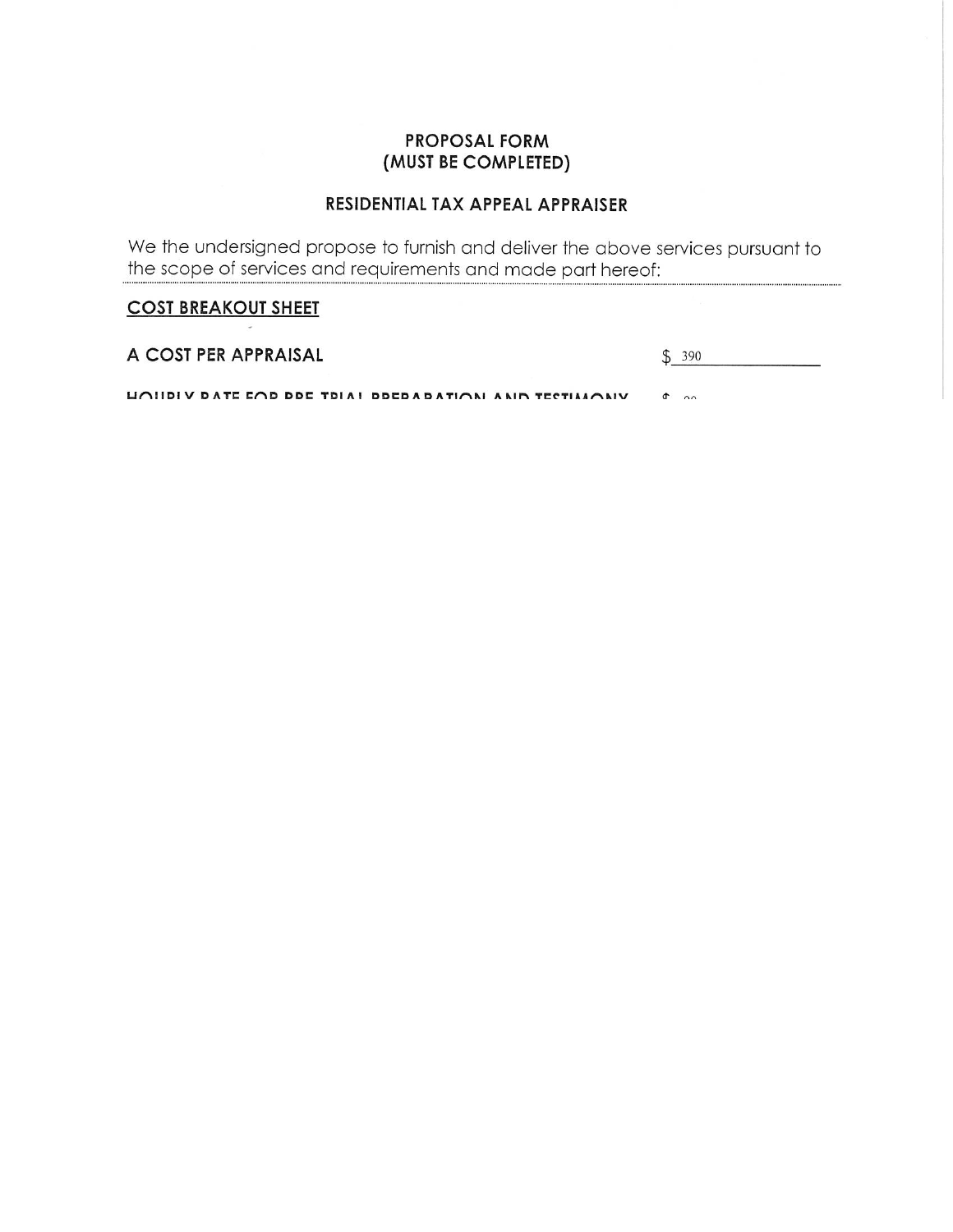## PROPOSAL FORM
## (MUST BE COMPLETED)

### RESIDENTIAL TAX APPEAL APPRAISER

We the undersigned propose to furnish and deliver the above services pursuant to the scope of services and requirements and made part hereof:

**COST BREAKOUT SHEET**

**A COST PER APPRAISAL** $ 390

**HOURLY RATE FOR PRE-TRIAL PREPARATION AND TESTIMONY** $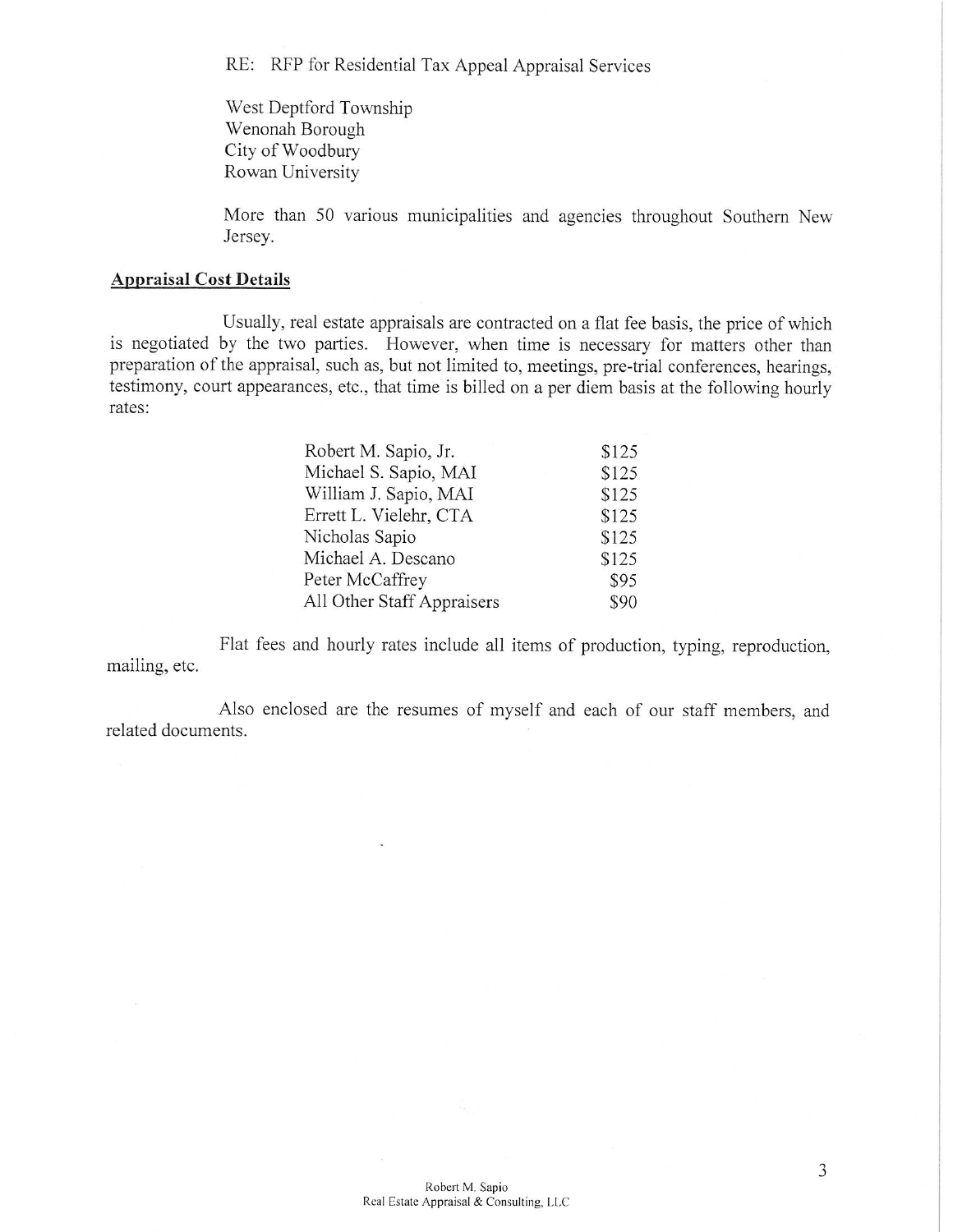RE: RFP for Residential Tax Appeal Appraisal Services

West Deptford Township
Wenonah Borough
City of Woodbury
Rowan University

More than 50 various municipalities and agencies throughout Southern New Jersey.

**Appraisal Cost Details**

Usually, real estate appraisals are contracted on a flat fee basis, the price of which is negotiated by the two parties. However, when time is necessary for matters other than preparation of the appraisal, such as, but not limited to, meetings, pre-trial conferences, hearings, testimony, court appearances, etc., that time is billed on a per diem basis at the following hourly rates:

| | |
|---|---|
| Robert M. Sapio, Jr. | $125 |
| Michael S. Sapio, MAI | $125 |
| William J. Sapio, MAI | $125 |
| Errett L. Vielehr, CTA | $125 |
| Nicholas Sapio | $125 |
| Michael A. Descano | $125 |
| Peter McCaffrey | $95 |
| All Other Staff Appraisers | $90 |

Flat fees and hourly rates include all items of production, typing, reproduction, mailing, etc.

Also enclosed are the resumes of myself and each of our staff members, and related documents.

Robert M. Sapio
Real Estate Appraisal & Consulting, LLC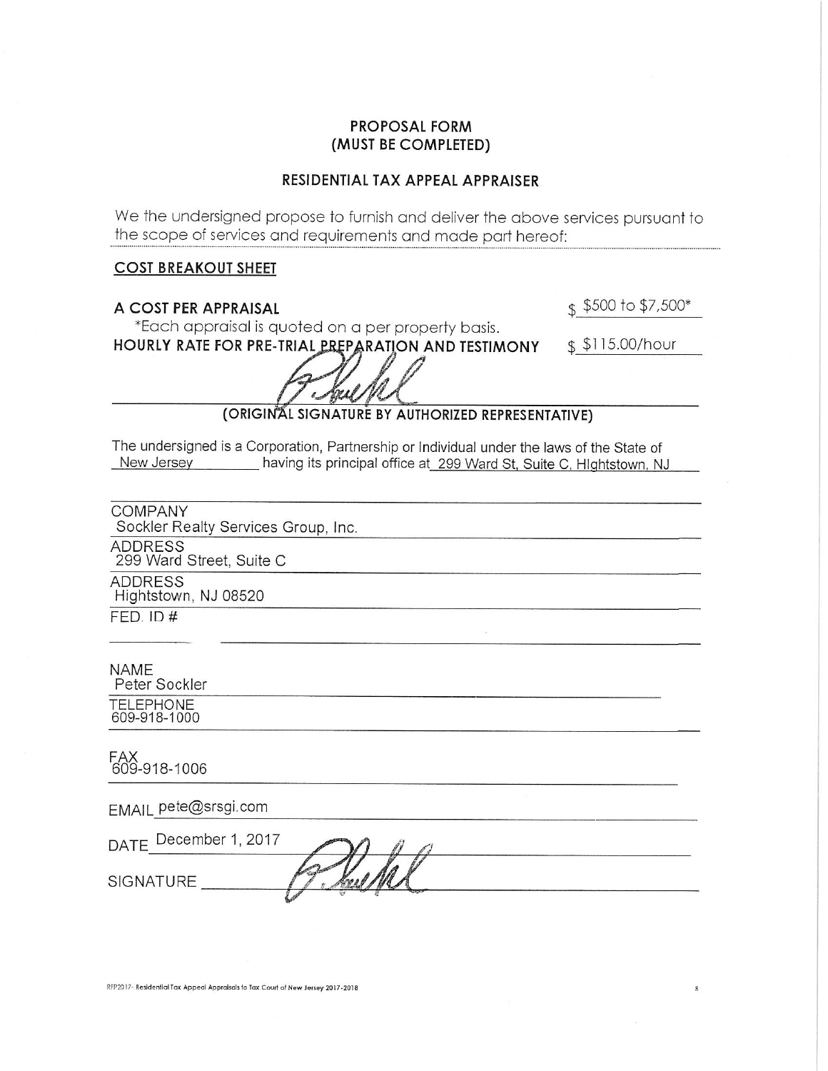# PROPOSAL FORM
# (MUST BE COMPLETED)

## RESIDENTIAL TAX APPEAL APPRAISER

We the undersigned propose to furnish and deliver the above services pursuant to the scope of services and requirements and made part hereof:

**COST BREAKOUT SHEET**

**A COST PER APPRAISAL** $ $500 to $7,500*

*Each appraisal is quoted on a per property basis.

**HOURLY RATE FOR PRE-TRIAL PREPARATION AND TESTIMONY** $ $115.00/hour

**(ORIGINAL SIGNATURE BY AUTHORIZED REPRESENTATIVE)**

The undersigned is a Corporation, Partnership or Individual under the laws of the State of New Jersey having its principal office at 299 Ward St, Suite C, HIghtstown, NJ

COMPANY
Sockler Realty Services Group, Inc.

ADDRESS
299 Ward Street, Suite C

ADDRESS
Hightstown, NJ 08520

FED. ID #

NAME
Peter Sockler

TELEPHONE
609-918-1000

FAX
609-918-1006

EMAIL pete@srsgi.com

DATE December 1, 2017

SIGNATURE

RFP2017- Residential Tax Appeal Appraisals to Tax Court of New Jersey 2017-2018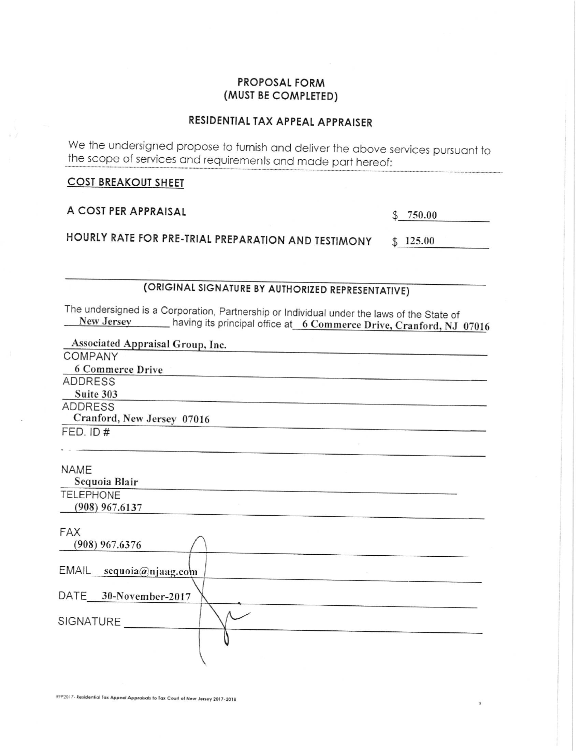# PROPOSAL FORM
## (MUST BE COMPLETED)

## RESIDENTIAL TAX APPEAL APPRAISER

We the undersigned propose to furnish and deliver the above services pursuant to the scope of services and requirements and made part hereof:

**COST BREAKOUT SHEET**

A COST PER APPRAISAL $ 750.00

HOURLY RATE FOR PRE-TRIAL PREPARATION AND TESTIMONY $ 125.00

(ORIGINAL SIGNATURE BY AUTHORIZED REPRESENTATIVE)

The undersigned is a Corporation, Partnership or Individual under the laws of the State of New Jersey having its principal office at 6 Commerce Drive, Cranford, NJ 07016

Associated Appraisal Group, Inc.
COMPANY

6 Commerce Drive
ADDRESS

Suite 303
ADDRESS

Cranford, New Jersey 07016
FED. ID #

NAME
Sequoia Blair

TELEPHONE
(908) 967.6137

FAX
(908) 967.6376

EMAIL sequoia@njaag.com

DATE 30-November-2017

SIGNATURE

RFP2017- Residential Tax Appeal Appraisals to Tax Court of New Jersey 2017-2018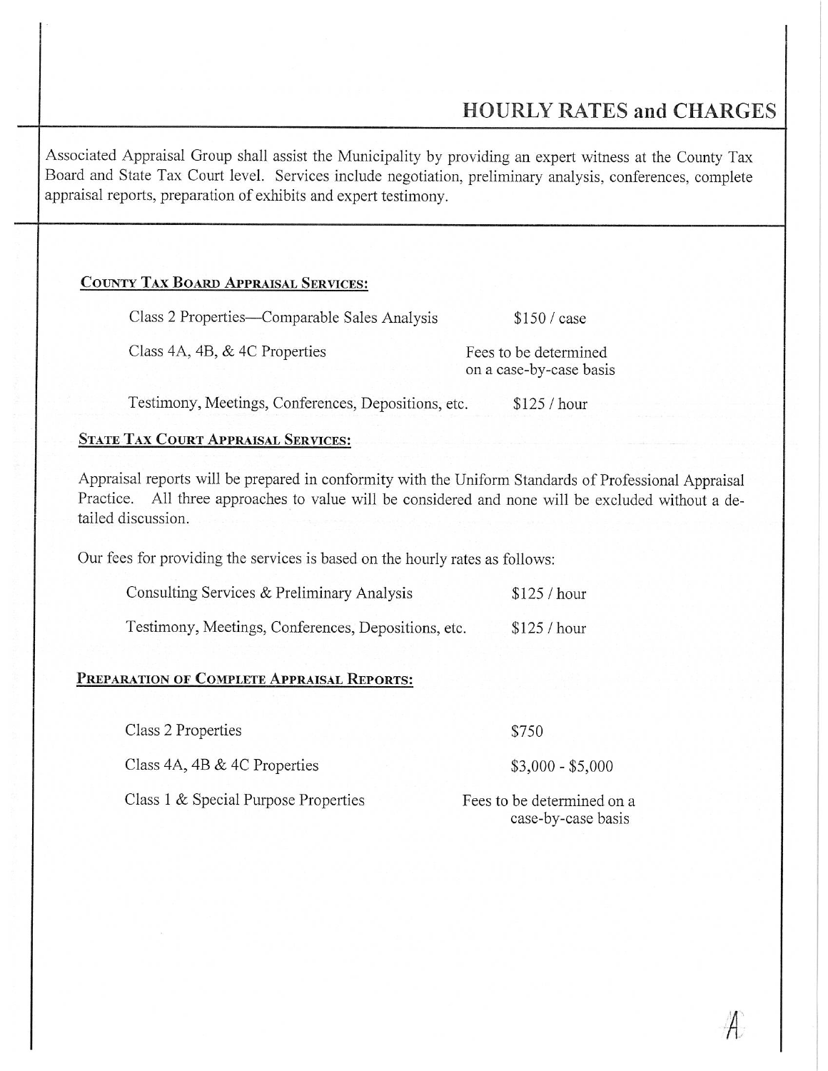# HOURLY RATES and CHARGES

Associated Appraisal Group shall assist the Municipality by providing an expert witness at the County Tax Board and State Tax Court level. Services include negotiation, preliminary analysis, conferences, complete appraisal reports, preparation of exhibits and expert testimony.

## COUNTY TAX BOARD APPRAISAL SERVICES:

| | |
|---|---|
| Class 2 Properties—Comparable Sales Analysis | \$150 / case |
| Class 4A, 4B, & 4C Properties | Fees to be determined on a case-by-case basis |
| Testimony, Meetings, Conferences, Depositions, etc. | \$125 / hour |

## STATE TAX COURT APPRAISAL SERVICES:

Appraisal reports will be prepared in conformity with the Uniform Standards of Professional Appraisal Practice. All three approaches to value will be considered and none will be excluded without a detailed discussion.

Our fees for providing the services is based on the hourly rates as follows:

| | |
|---|---|
| Consulting Services & Preliminary Analysis | \$125 / hour |
| Testimony, Meetings, Conferences, Depositions, etc. | \$125 / hour |

## PREPARATION OF COMPLETE APPRAISAL REPORTS:

| | |
|---|---|
| Class 2 Properties | \$750 |
| Class 4A, 4B & 4C Properties | \$3,000 - \$5,000 |
| Class 1 & Special Purpose Properties | Fees to be determined on a case-by-case basis |

A